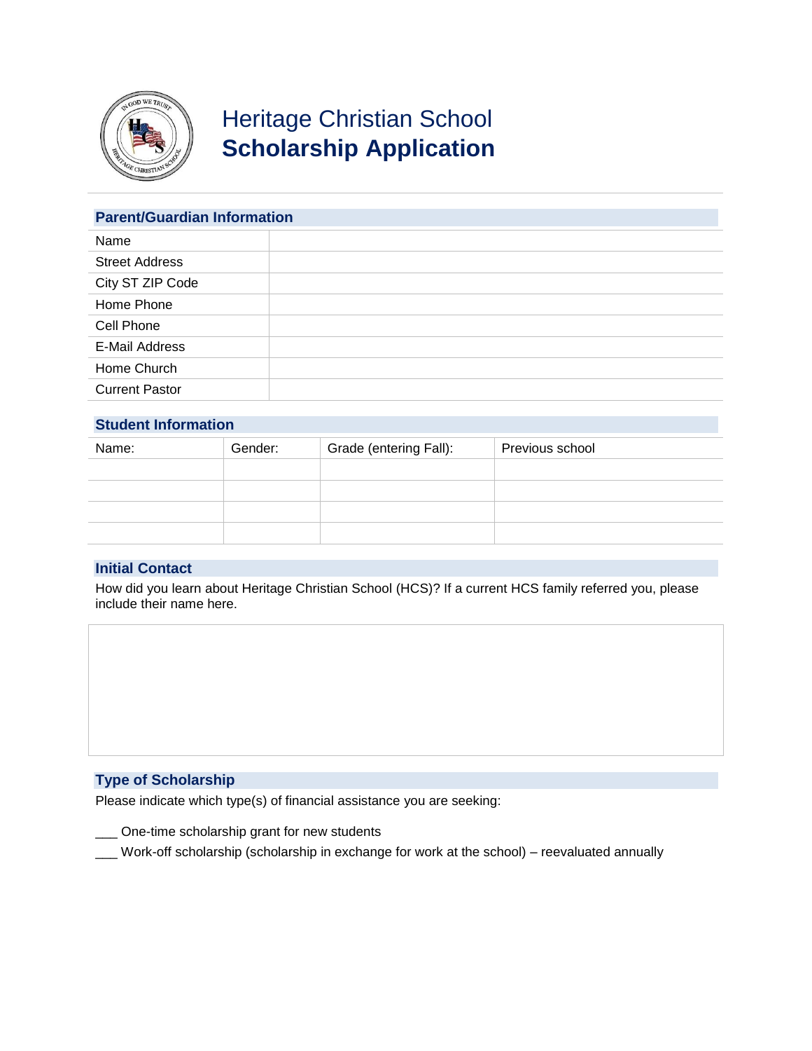# Heritage Christian School
# **Scholarship Application**

## Parent/Guardian Information

| | |
|---|---|
| Name | |
| Street Address | |
| City ST ZIP Code | |
| Home Phone | |
| Cell Phone | |
| E-Mail Address | |
| Home Church | |
| Current Pastor | |

## Student Information

| Name: | Gender: | Grade (entering Fall): | Previous school |
|---|---|---|---|
| | | | |
| | | | |
| | | | |
| | | | |

## Initial Contact

How did you learn about Heritage Christian School (HCS)? If a current HCS family referred you, please include their name here.

## Type of Scholarship

Please indicate which type(s) of financial assistance you are seeking:

___ One-time scholarship grant for new students

___ Work-off scholarship (scholarship in exchange for work at the school) – reevaluated annually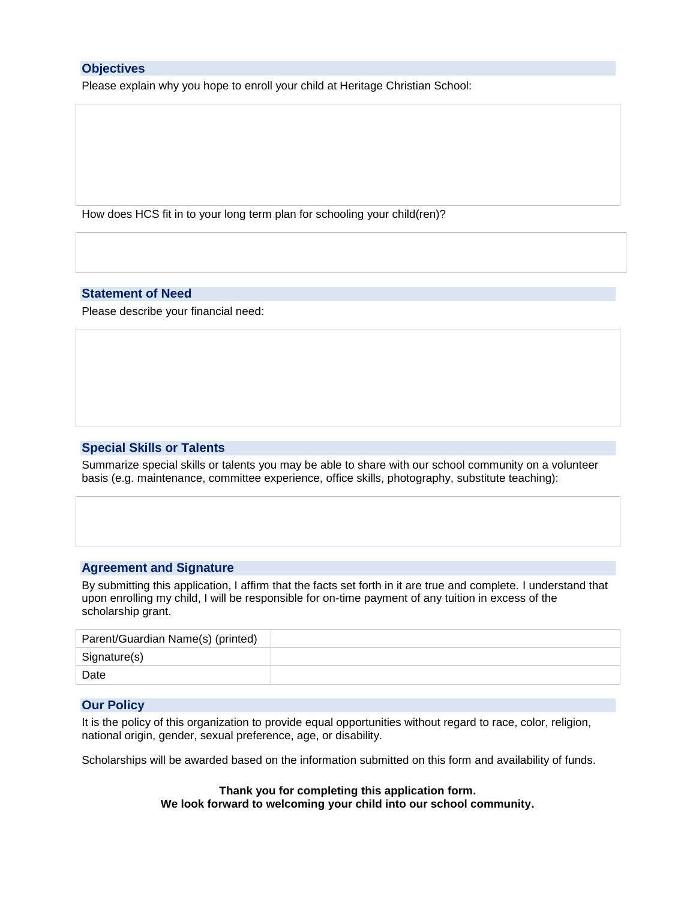## Objectives

Please explain why you hope to enroll your child at Heritage Christian School:

How does HCS fit in to your long term plan for schooling your child(ren)?

## Statement of Need

Please describe your financial need:

## Special Skills or Talents

Summarize special skills or talents you may be able to share with our school community on a volunteer basis (e.g. maintenance, committee experience, office skills, photography, substitute teaching):

## Agreement and Signature

By submitting this application, I affirm that the facts set forth in it are true and complete. I understand that upon enrolling my child, I will be responsible for on-time payment of any tuition in excess of the scholarship grant.

| | |
|---|---|
| Parent/Guardian Name(s) (printed) | |
| Signature(s) | |
| Date | |

## Our Policy

It is the policy of this organization to provide equal opportunities without regard to race, color, religion, national origin, gender, sexual preference, age, or disability.

Scholarships will be awarded based on the information submitted on this form and availability of funds.

**Thank you for completing this application form.**
**We look forward to welcoming your child into our school community.**